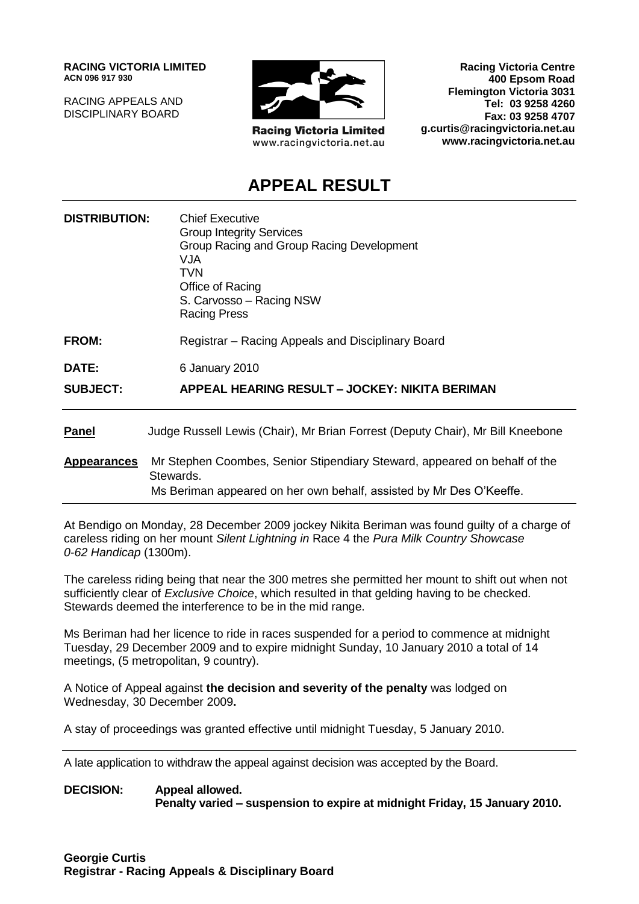**RACING VICTORIA LIMITED**
**ACN 096 917 930**

RACING APPEALS AND
DISCIPLINARY BOARD

Racing Victoria Limited
www.racingvictoria.net.au

**Racing Victoria Centre**
**400 Epsom Road**
**Flemington Victoria 3031**
**Tel: 03 9258 4260**
**Fax: 03 9258 4707**
**g.curtis@racingvictoria.net.au**
**www.racingvictoria.net.au**

# APPEAL RESULT

**DISTRIBUTION:** Chief Executive
Group Integrity Services
Group Racing and Group Racing Development
VJA
TVN
Office of Racing
S. Carvosso – Racing NSW
Racing Press

**FROM:** Registrar – Racing Appeals and Disciplinary Board

**DATE:** 6 January 2010

**SUBJECT:** **APPEAL HEARING RESULT – JOCKEY: NIKITA BERIMAN**

---

**Panel** Judge Russell Lewis (Chair), Mr Brian Forrest (Deputy Chair), Mr Bill Kneebone

**Appearances** Mr Stephen Coombes, Senior Stipendiary Steward, appeared on behalf of the Stewards.
Ms Beriman appeared on her own behalf, assisted by Mr Des O'Keeffe.

---

At Bendigo on Monday, 28 December 2009 jockey Nikita Beriman was found guilty of a charge of careless riding on her mount *Silent Lightning in* Race 4 the *Pura Milk Country Showcase 0-62 Handicap* (1300m).

The careless riding being that near the 300 metres she permitted her mount to shift out when not sufficiently clear of *Exclusive Choice*, which resulted in that gelding having to be checked. Stewards deemed the interference to be in the mid range.

Ms Beriman had her licence to ride in races suspended for a period to commence at midnight Tuesday, 29 December 2009 and to expire midnight Sunday, 10 January 2010 a total of 14 meetings, (5 metropolitan, 9 country).

A Notice of Appeal against **the decision and severity of the penalty** was lodged on Wednesday, 30 December 2009**.**

A stay of proceedings was granted effective until midnight Tuesday, 5 January 2010.

---

A late application to withdraw the appeal against decision was accepted by the Board.

**DECISION:** **Appeal allowed.**
**Penalty varied – suspension to expire at midnight Friday, 15 January 2010.**

**Georgie Curtis**
**Registrar - Racing Appeals & Disciplinary Board**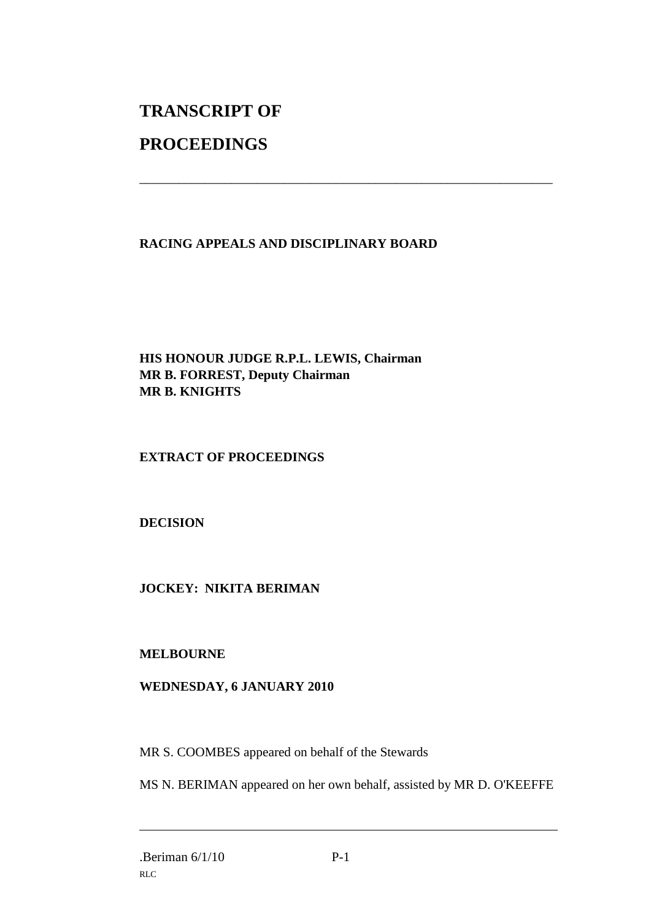# TRANSCRIPT OF PROCEEDINGS

---

**RACING APPEALS AND DISCIPLINARY BOARD**

**HIS HONOUR JUDGE R.P.L. LEWIS, Chairman**
**MR B. FORREST, Deputy Chairman**
**MR B. KNIGHTS**

**EXTRACT OF PROCEEDINGS**

**DECISION**

**JOCKEY: NIKITA BERIMAN**

**MELBOURNE**

**WEDNESDAY, 6 JANUARY 2010**

MR S. COOMBES appeared on behalf of the Stewards

MS N. BERIMAN appeared on her own behalf, assisted by MR D. O'KEEFFE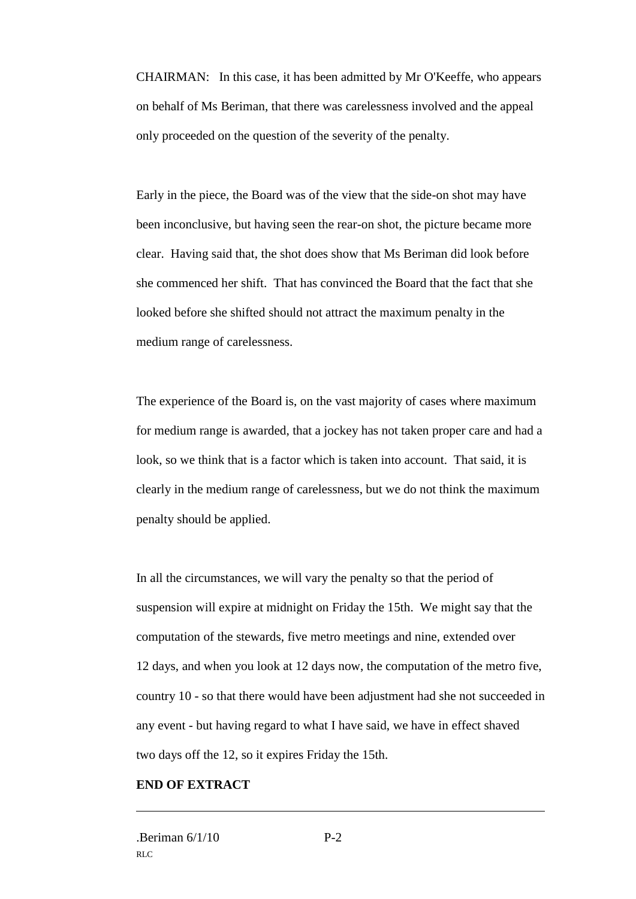CHAIRMAN: In this case, it has been admitted by Mr O'Keeffe, who appears on behalf of Ms Beriman, that there was carelessness involved and the appeal only proceeded on the question of the severity of the penalty.

Early in the piece, the Board was of the view that the side-on shot may have been inconclusive, but having seen the rear-on shot, the picture became more clear. Having said that, the shot does show that Ms Beriman did look before she commenced her shift. That has convinced the Board that the fact that she looked before she shifted should not attract the maximum penalty in the medium range of carelessness.

The experience of the Board is, on the vast majority of cases where maximum for medium range is awarded, that a jockey has not taken proper care and had a look, so we think that is a factor which is taken into account. That said, it is clearly in the medium range of carelessness, but we do not think the maximum penalty should be applied.

In all the circumstances, we will vary the penalty so that the period of suspension will expire at midnight on Friday the 15th. We might say that the computation of the stewards, five metro meetings and nine, extended over 12 days, and when you look at 12 days now, the computation of the metro five, country 10 - so that there would have been adjustment had she not succeeded in any event - but having regard to what I have said, we have in effect shaved two days off the 12, so it expires Friday the 15th.

**END OF EXTRACT**